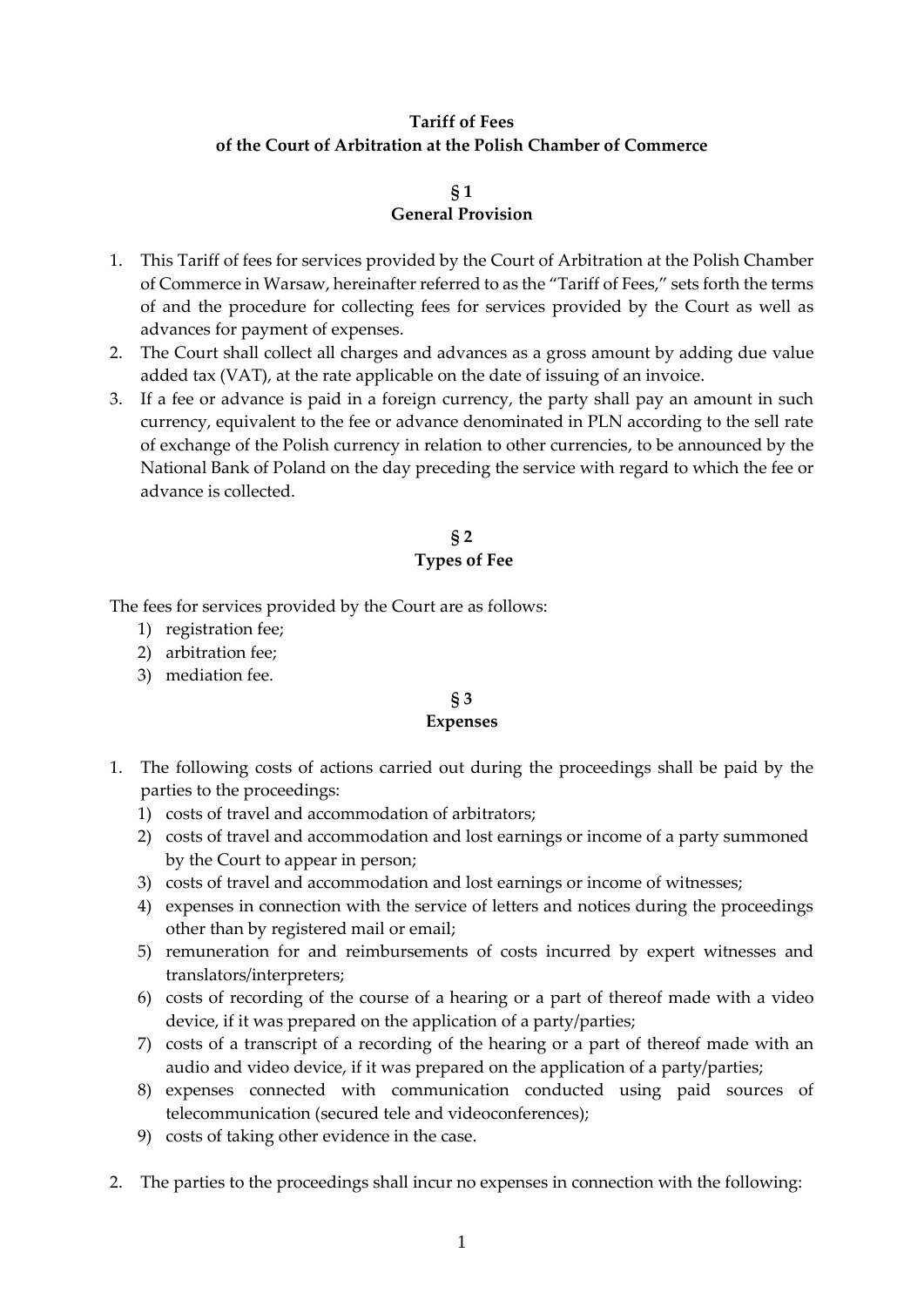# Tariff of Fees of the Court of Arbitration at the Polish Chamber of Commerce

## § 1
## General Provision

1. This Tariff of fees for services provided by the Court of Arbitration at the Polish Chamber of Commerce in Warsaw, hereinafter referred to as the "Tariff of Fees," sets forth the terms of and the procedure for collecting fees for services provided by the Court as well as advances for payment of expenses.
2. The Court shall collect all charges and advances as a gross amount by adding due value added tax (VAT), at the rate applicable on the date of issuing of an invoice.
3. If a fee or advance is paid in a foreign currency, the party shall pay an amount in such currency, equivalent to the fee or advance denominated in PLN according to the sell rate of exchange of the Polish currency in relation to other currencies, to be announced by the National Bank of Poland on the day preceding the service with regard to which the fee or advance is collected.

## § 2
## Types of Fee

The fees for services provided by the Court are as follows:

1) registration fee;
2) arbitration fee;
3) mediation fee.

## § 3
## Expenses

1. The following costs of actions carried out during the proceedings shall be paid by the parties to the proceedings:
   1) costs of travel and accommodation of arbitrators;
   2) costs of travel and accommodation and lost earnings or income of a party summoned by the Court to appear in person;
   3) costs of travel and accommodation and lost earnings or income of witnesses;
   4) expenses in connection with the service of letters and notices during the proceedings other than by registered mail or email;
   5) remuneration for and reimbursements of costs incurred by expert witnesses and translators/interpreters;
   6) costs of recording of the course of a hearing or a part of thereof made with a video device, if it was prepared on the application of a party/parties;
   7) costs of a transcript of a recording of the hearing or a part of thereof made with an audio and video device, if it was prepared on the application of a party/parties;
   8) expenses connected with communication conducted using paid sources of telecommunication (secured tele and videoconferences);
   9) costs of taking other evidence in the case.

2. The parties to the proceedings shall incur no expenses in connection with the following: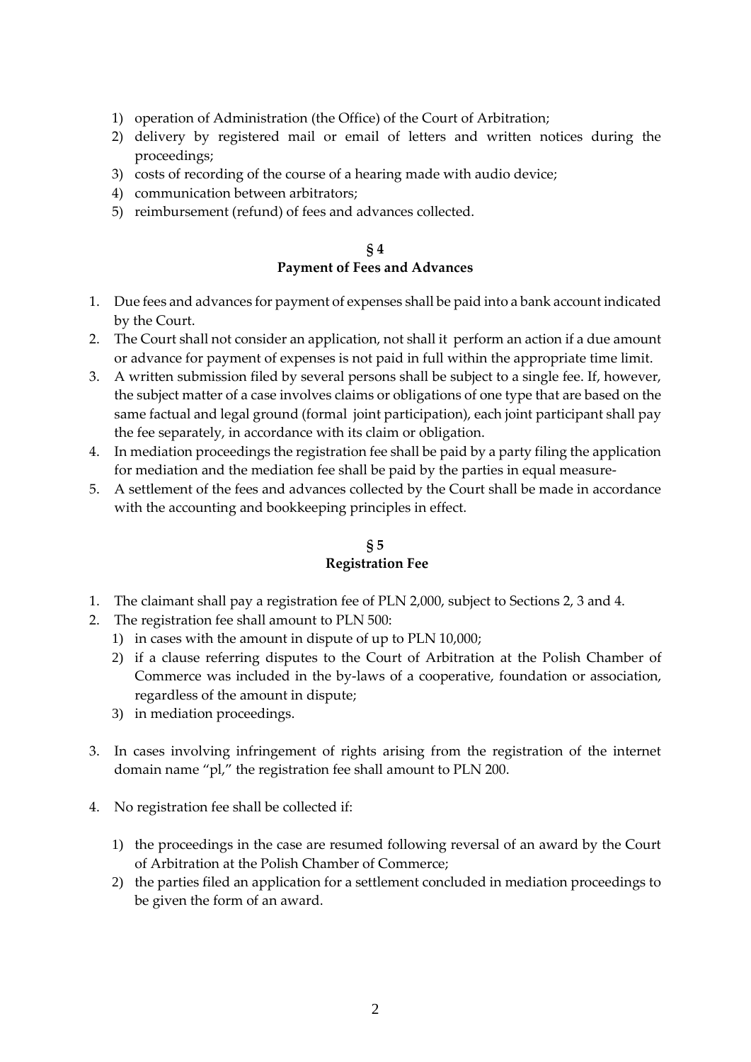1) operation of Administration (the Office) of the Court of Arbitration;
2) delivery by registered mail or email of letters and written notices during the proceedings;
3) costs of recording of the course of a hearing made with audio device;
4) communication between arbitrators;
5) reimbursement (refund) of fees and advances collected.

## § 4
## Payment of Fees and Advances

1. Due fees and advances for payment of expenses shall be paid into a bank account indicated by the Court.
2. The Court shall not consider an application, not shall it perform an action if a due amount or advance for payment of expenses is not paid in full within the appropriate time limit.
3. A written submission filed by several persons shall be subject to a single fee. If, however, the subject matter of a case involves claims or obligations of one type that are based on the same factual and legal ground (formal joint participation), each joint participant shall pay the fee separately, in accordance with its claim or obligation.
4. In mediation proceedings the registration fee shall be paid by a party filing the application for mediation and the mediation fee shall be paid by the parties in equal measure-
5. A settlement of the fees and advances collected by the Court shall be made in accordance with the accounting and bookkeeping principles in effect.

## § 5
## Registration Fee

1. The claimant shall pay a registration fee of PLN 2,000, subject to Sections 2, 3 and 4.
2. The registration fee shall amount to PLN 500:
   1) in cases with the amount in dispute of up to PLN 10,000;
   2) if a clause referring disputes to the Court of Arbitration at the Polish Chamber of Commerce was included in the by-laws of a cooperative, foundation or association, regardless of the amount in dispute;
   3) in mediation proceedings.
3. In cases involving infringement of rights arising from the registration of the internet domain name "pl," the registration fee shall amount to PLN 200.
4. No registration fee shall be collected if:
   1) the proceedings in the case are resumed following reversal of an award by the Court of Arbitration at the Polish Chamber of Commerce;
   2) the parties filed an application for a settlement concluded in mediation proceedings to be given the form of an award.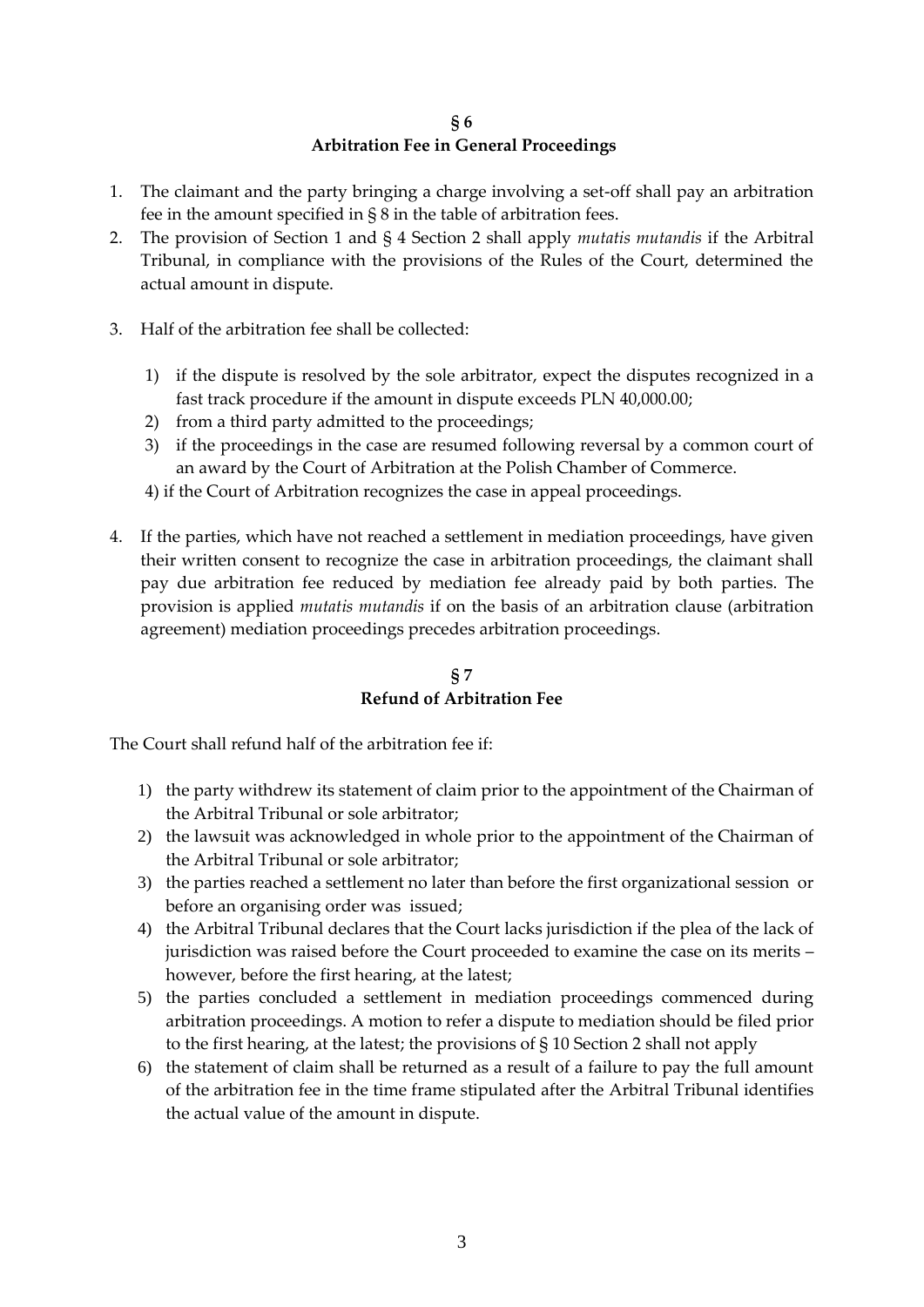## § 6
## Arbitration Fee in General Proceedings

1. The claimant and the party bringing a charge involving a set-off shall pay an arbitration fee in the amount specified in § 8 in the table of arbitration fees.
2. The provision of Section 1 and § 4 Section 2 shall apply *mutatis mutandis* if the Arbitral Tribunal, in compliance with the provisions of the Rules of the Court, determined the actual amount in dispute.
3. Half of the arbitration fee shall be collected:
   1) if the dispute is resolved by the sole arbitrator, expect the disputes recognized in a fast track procedure if the amount in dispute exceeds PLN 40,000.00;
   2) from a third party admitted to the proceedings;
   3) if the proceedings in the case are resumed following reversal by a common court of an award by the Court of Arbitration at the Polish Chamber of Commerce.
   4) if the Court of Arbitration recognizes the case in appeal proceedings.
4. If the parties, which have not reached a settlement in mediation proceedings, have given their written consent to recognize the case in arbitration proceedings, the claimant shall pay due arbitration fee reduced by mediation fee already paid by both parties. The provision is applied *mutatis mutandis* if on the basis of an arbitration clause (arbitration agreement) mediation proceedings precedes arbitration proceedings.

## § 7
## Refund of Arbitration Fee

The Court shall refund half of the arbitration fee if:

1) the party withdrew its statement of claim prior to the appointment of the Chairman of the Arbitral Tribunal or sole arbitrator;
2) the lawsuit was acknowledged in whole prior to the appointment of the Chairman of the Arbitral Tribunal or sole arbitrator;
3) the parties reached a settlement no later than before the first organizational session or before an organising order was issued;
4) the Arbitral Tribunal declares that the Court lacks jurisdiction if the plea of the lack of jurisdiction was raised before the Court proceeded to examine the case on its merits – however, before the first hearing, at the latest;
5) the parties concluded a settlement in mediation proceedings commenced during arbitration proceedings. A motion to refer a dispute to mediation should be filed prior to the first hearing, at the latest; the provisions of § 10 Section 2 shall not apply
6) the statement of claim shall be returned as a result of a failure to pay the full amount of the arbitration fee in the time frame stipulated after the Arbitral Tribunal identifies the actual value of the amount in dispute.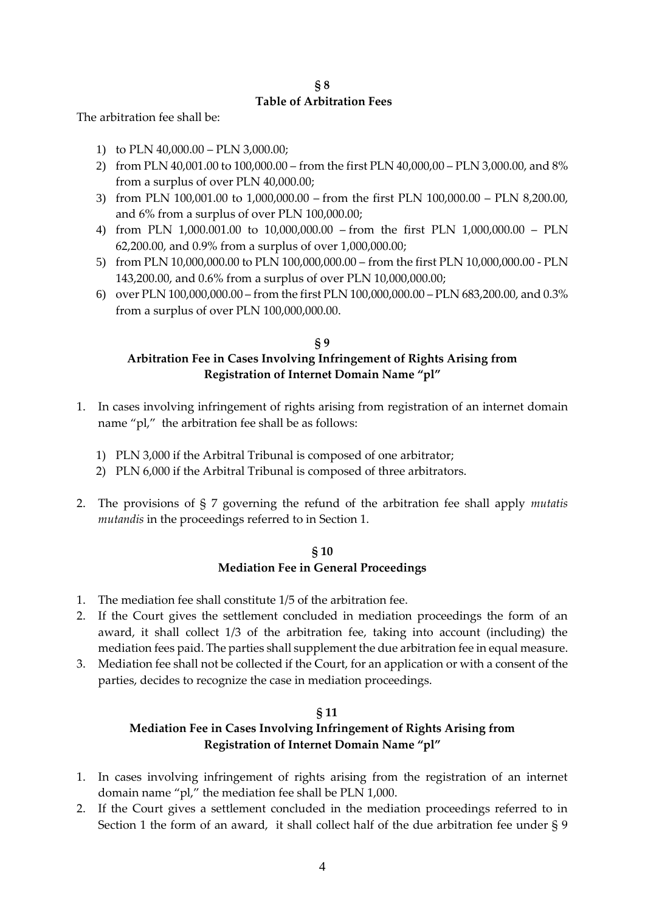## § 8
## Table of Arbitration Fees

The arbitration fee shall be:

1) to PLN 40,000.00 – PLN 3,000.00;
2) from PLN 40,001.00 to 100,000.00 – from the first PLN 40,000,00 – PLN 3,000.00, and 8% from a surplus of over PLN 40,000.00;
3) from PLN 100,001.00 to 1,000,000.00 – from the first PLN 100,000.00 – PLN 8,200.00, and 6% from a surplus of over PLN 100,000.00;
4) from PLN 1,000.001.00 to 10,000,000.00 – from the first PLN 1,000,000.00 – PLN 62,200.00, and 0.9% from a surplus of over 1,000,000.00;
5) from PLN 10,000,000.00 to PLN 100,000,000.00 – from the first PLN 10,000,000.00 - PLN 143,200.00, and 0.6% from a surplus of over PLN 10,000,000.00;
6) over PLN 100,000,000.00 – from the first PLN 100,000,000.00 – PLN 683,200.00, and 0.3% from a surplus of over PLN 100,000,000.00.

## § 9
## Arbitration Fee in Cases Involving Infringement of Rights Arising from Registration of Internet Domain Name "pl"

1. In cases involving infringement of rights arising from registration of an internet domain name "pl," the arbitration fee shall be as follows:
   1) PLN 3,000 if the Arbitral Tribunal is composed of one arbitrator;
   2) PLN 6,000 if the Arbitral Tribunal is composed of three arbitrators.
2. The provisions of § 7 governing the refund of the arbitration fee shall apply *mutatis mutandis* in the proceedings referred to in Section 1.

## § 10
## Mediation Fee in General Proceedings

1. The mediation fee shall constitute 1/5 of the arbitration fee.
2. If the Court gives the settlement concluded in mediation proceedings the form of an award, it shall collect 1/3 of the arbitration fee, taking into account (including) the mediation fees paid. The parties shall supplement the due arbitration fee in equal measure.
3. Mediation fee shall not be collected if the Court, for an application or with a consent of the parties, decides to recognize the case in mediation proceedings.

## § 11
## Mediation Fee in Cases Involving Infringement of Rights Arising from Registration of Internet Domain Name "pl"

1. In cases involving infringement of rights arising from the registration of an internet domain name "pl," the mediation fee shall be PLN 1,000.
2. If the Court gives a settlement concluded in the mediation proceedings referred to in Section 1 the form of an award, it shall collect half of the due arbitration fee under § 9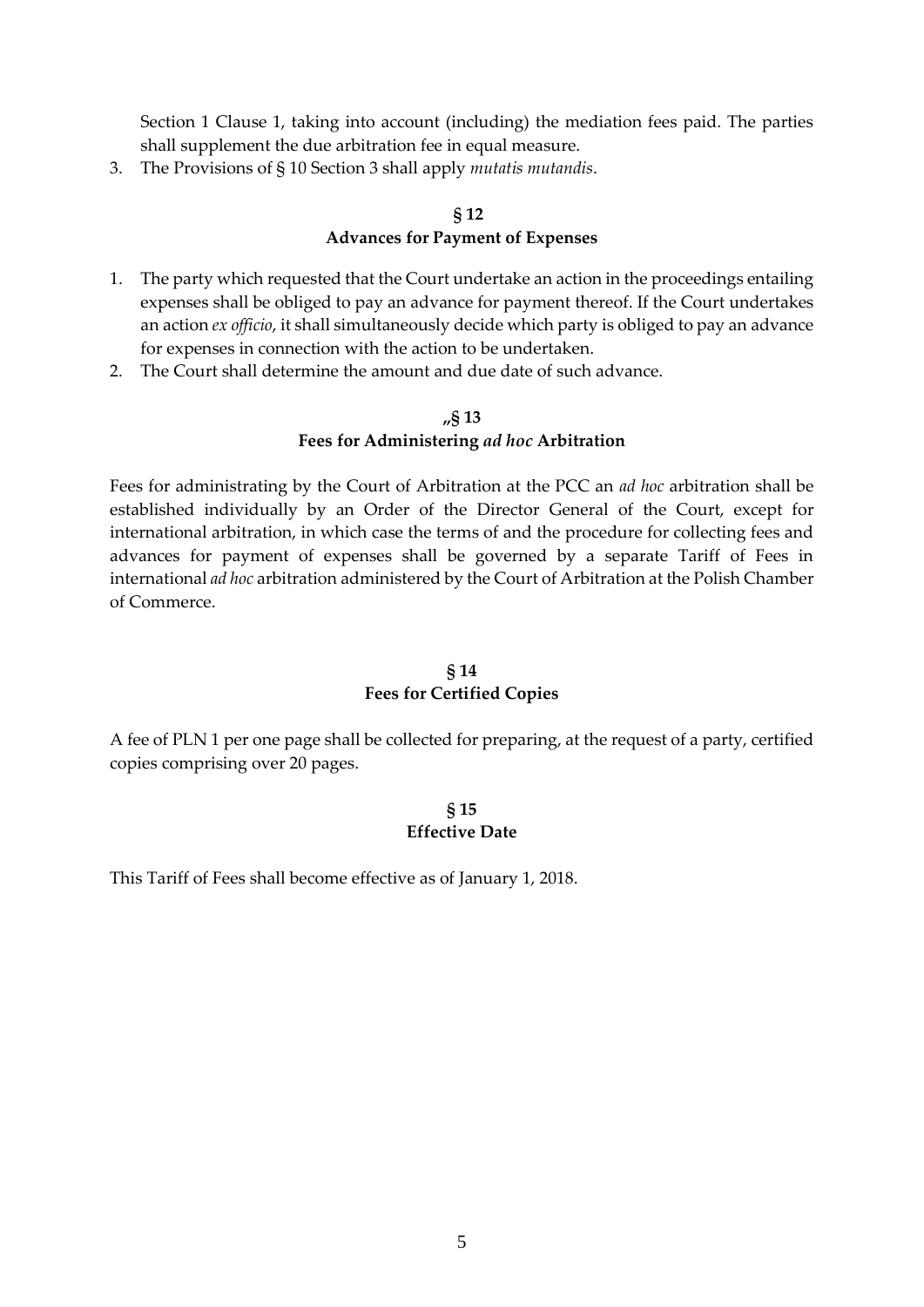Section 1 Clause 1, taking into account (including) the mediation fees paid. The parties shall supplement the due arbitration fee in equal measure.

3. The Provisions of § 10 Section 3 shall apply *mutatis mutandis*.

**§ 12**
**Advances for Payment of Expenses**

1. The party which requested that the Court undertake an action in the proceedings entailing expenses shall be obliged to pay an advance for payment thereof. If the Court undertakes an action *ex officio*, it shall simultaneously decide which party is obliged to pay an advance for expenses in connection with the action to be undertaken.
2. The Court shall determine the amount and due date of such advance.

**„§ 13**
**Fees for Administering *ad hoc* Arbitration**

Fees for administrating by the Court of Arbitration at the PCC an *ad hoc* arbitration shall be established individually by an Order of the Director General of the Court, except for international arbitration, in which case the terms of and the procedure for collecting fees and advances for payment of expenses shall be governed by a separate Tariff of Fees in international *ad hoc* arbitration administered by the Court of Arbitration at the Polish Chamber of Commerce.

**§ 14**
**Fees for Certified Copies**

A fee of PLN 1 per one page shall be collected for preparing, at the request of a party, certified copies comprising over 20 pages.

**§ 15**
**Effective Date**

This Tariff of Fees shall become effective as of January 1, 2018.